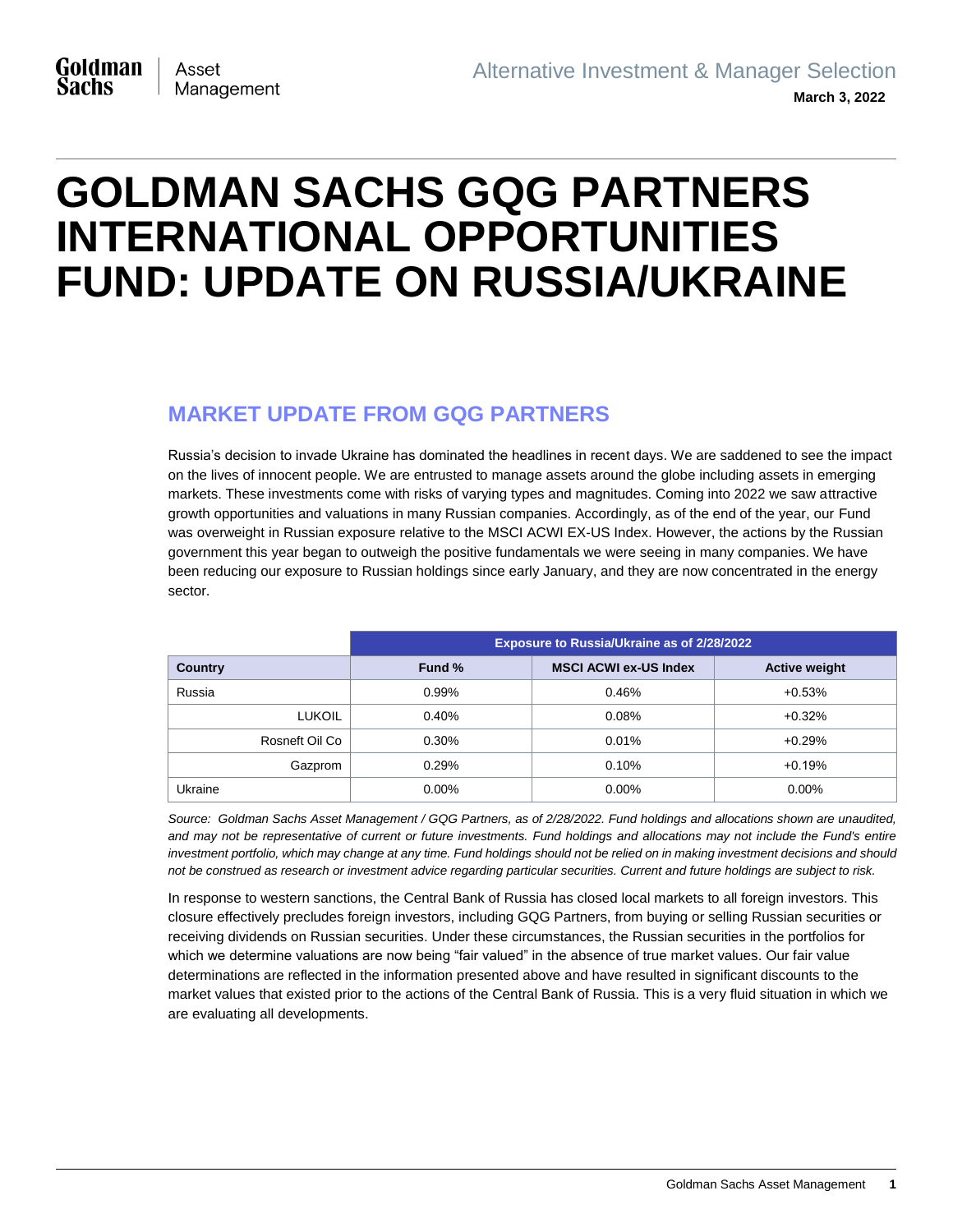Alternative Investment & Manager Selection

**March 3, 2022**

# GOLDMAN SACHS GQG PARTNERS INTERNATIONAL OPPORTUNITIES FUND: UPDATE ON RUSSIA/UKRAINE

## MARKET UPDATE FROM GQG PARTNERS

Russia's decision to invade Ukraine has dominated the headlines in recent days. We are saddened to see the impact on the lives of innocent people. We are entrusted to manage assets around the globe including assets in emerging markets. These investments come with risks of varying types and magnitudes. Coming into 2022 we saw attractive growth opportunities and valuations in many Russian companies. Accordingly, as of the end of the year, our Fund was overweight in Russian exposure relative to the MSCI ACWI EX-US Index. However, the actions by the Russian government this year began to outweigh the positive fundamentals we were seeing in many companies. We have been reducing our exposure to Russian holdings since early January, and they are now concentrated in the energy sector.

| | Exposure to Russia/Ukraine as of 2/28/2022 | | |
|---|---|---|---|
| **Country** | **Fund %** | **MSCI ACWI ex-US Index** | **Active weight** |
| Russia | 0.99% | 0.46% | +0.53% |
| LUKOIL | 0.40% | 0.08% | +0.32% |
| Rosneft Oil Co | 0.30% | 0.01% | +0.29% |
| Gazprom | 0.29% | 0.10% | +0.19% |
| Ukraine | 0.00% | 0.00% | 0.00% |

*Source: Goldman Sachs Asset Management / GQG Partners, as of 2/28/2022. Fund holdings and allocations shown are unaudited, and may not be representative of current or future investments. Fund holdings and allocations may not include the Fund's entire investment portfolio, which may change at any time. Fund holdings should not be relied on in making investment decisions and should not be construed as research or investment advice regarding particular securities. Current and future holdings are subject to risk.*

In response to western sanctions, the Central Bank of Russia has closed local markets to all foreign investors. This closure effectively precludes foreign investors, including GQG Partners, from buying or selling Russian securities or receiving dividends on Russian securities. Under these circumstances, the Russian securities in the portfolios for which we determine valuations are now being "fair valued" in the absence of true market values. Our fair value determinations are reflected in the information presented above and have resulted in significant discounts to the market values that existed prior to the actions of the Central Bank of Russia. This is a very fluid situation in which we are evaluating all developments.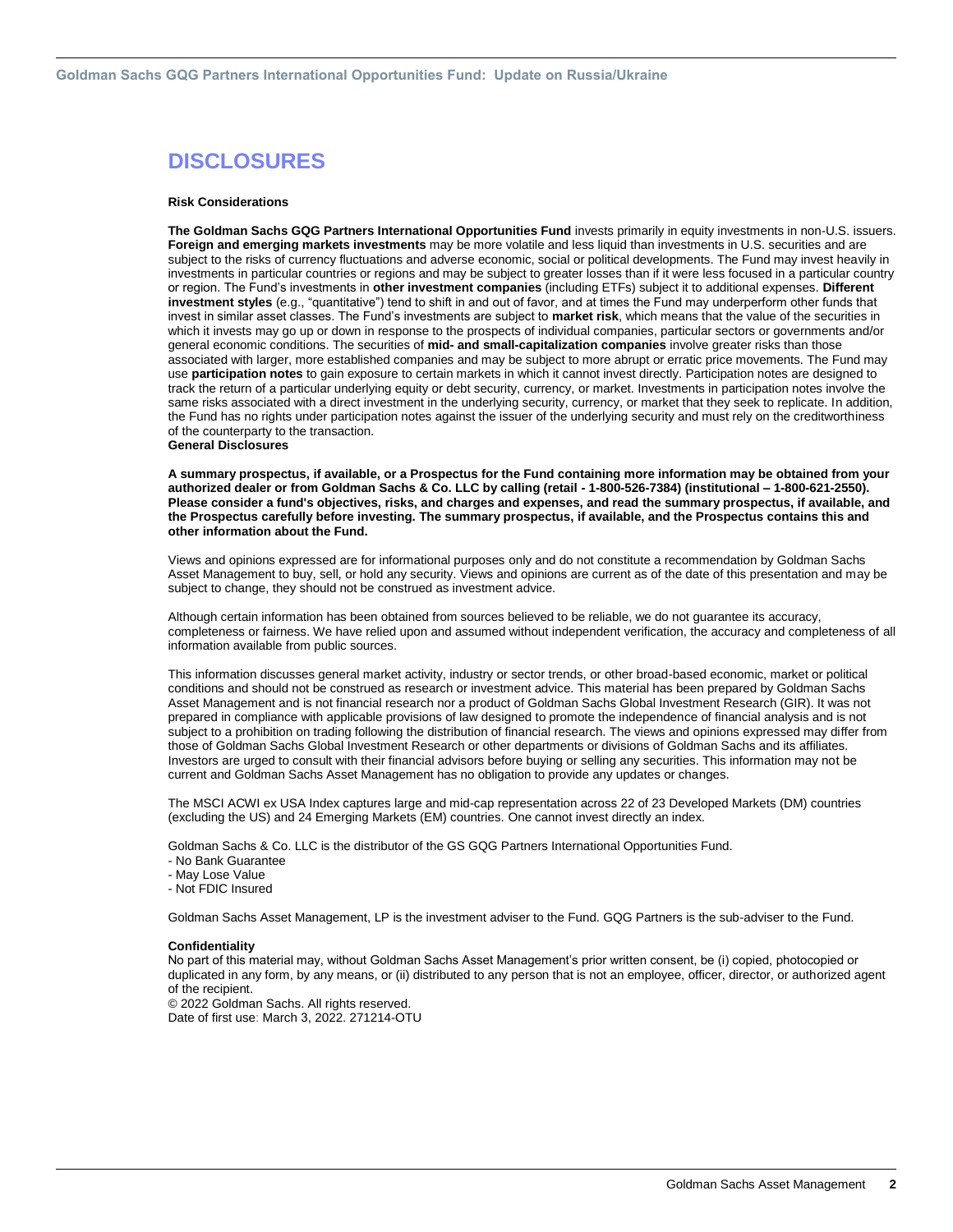# DISCLOSURES

**Risk Considerations**

**The Goldman Sachs GQG Partners International Opportunities Fund** invests primarily in equity investments in non-U.S. issuers. **Foreign and emerging markets investments** may be more volatile and less liquid than investments in U.S. securities and are subject to the risks of currency fluctuations and adverse economic, social or political developments. The Fund may invest heavily in investments in particular countries or regions and may be subject to greater losses than if it were less focused in a particular country or region. The Fund's investments in **other investment companies** (including ETFs) subject it to additional expenses. **Different investment styles** (e.g., "quantitative") tend to shift in and out of favor, and at times the Fund may underperform other funds that invest in similar asset classes. The Fund's investments are subject to **market risk**, which means that the value of the securities in which it invests may go up or down in response to the prospects of individual companies, particular sectors or governments and/or general economic conditions. The securities of **mid- and small-capitalization companies** involve greater risks than those associated with larger, more established companies and may be subject to more abrupt or erratic price movements. The Fund may use **participation notes** to gain exposure to certain markets in which it cannot invest directly. Participation notes are designed to track the return of a particular underlying equity or debt security, currency, or market. Investments in participation notes involve the same risks associated with a direct investment in the underlying security, currency, or market that they seek to replicate. In addition, the Fund has no rights under participation notes against the issuer of the underlying security and must rely on the creditworthiness of the counterparty to the transaction.

**General Disclosures**

**A summary prospectus, if available, or a Prospectus for the Fund containing more information may be obtained from your authorized dealer or from Goldman Sachs & Co. LLC by calling (retail - 1-800-526-7384) (institutional – 1-800-621-2550). Please consider a fund's objectives, risks, and charges and expenses, and read the summary prospectus, if available, and the Prospectus carefully before investing. The summary prospectus, if available, and the Prospectus contains this and other information about the Fund.**

Views and opinions expressed are for informational purposes only and do not constitute a recommendation by Goldman Sachs Asset Management to buy, sell, or hold any security. Views and opinions are current as of the date of this presentation and may be subject to change, they should not be construed as investment advice.

Although certain information has been obtained from sources believed to be reliable, we do not guarantee its accuracy, completeness or fairness. We have relied upon and assumed without independent verification, the accuracy and completeness of all information available from public sources.

This information discusses general market activity, industry or sector trends, or other broad-based economic, market or political conditions and should not be construed as research or investment advice. This material has been prepared by Goldman Sachs Asset Management and is not financial research nor a product of Goldman Sachs Global Investment Research (GIR). It was not prepared in compliance with applicable provisions of law designed to promote the independence of financial analysis and is not subject to a prohibition on trading following the distribution of financial research. The views and opinions expressed may differ from those of Goldman Sachs Global Investment Research or other departments or divisions of Goldman Sachs and its affiliates. Investors are urged to consult with their financial advisors before buying or selling any securities. This information may not be current and Goldman Sachs Asset Management has no obligation to provide any updates or changes.

The MSCI ACWI ex USA Index captures large and mid-cap representation across 22 of 23 Developed Markets (DM) countries (excluding the US) and 24 Emerging Markets (EM) countries. One cannot invest directly an index.

Goldman Sachs & Co. LLC is the distributor of the GS GQG Partners International Opportunities Fund.

- No Bank Guarantee
- May Lose Value
- Not FDIC Insured

Goldman Sachs Asset Management, LP is the investment adviser to the Fund. GQG Partners is the sub-adviser to the Fund.

**Confidentiality**

No part of this material may, without Goldman Sachs Asset Management's prior written consent, be (i) copied, photocopied or duplicated in any form, by any means, or (ii) distributed to any person that is not an employee, officer, director, or authorized agent of the recipient.

© 2022 Goldman Sachs. All rights reserved.

Date of first use: March 3, 2022. 271214-OTU